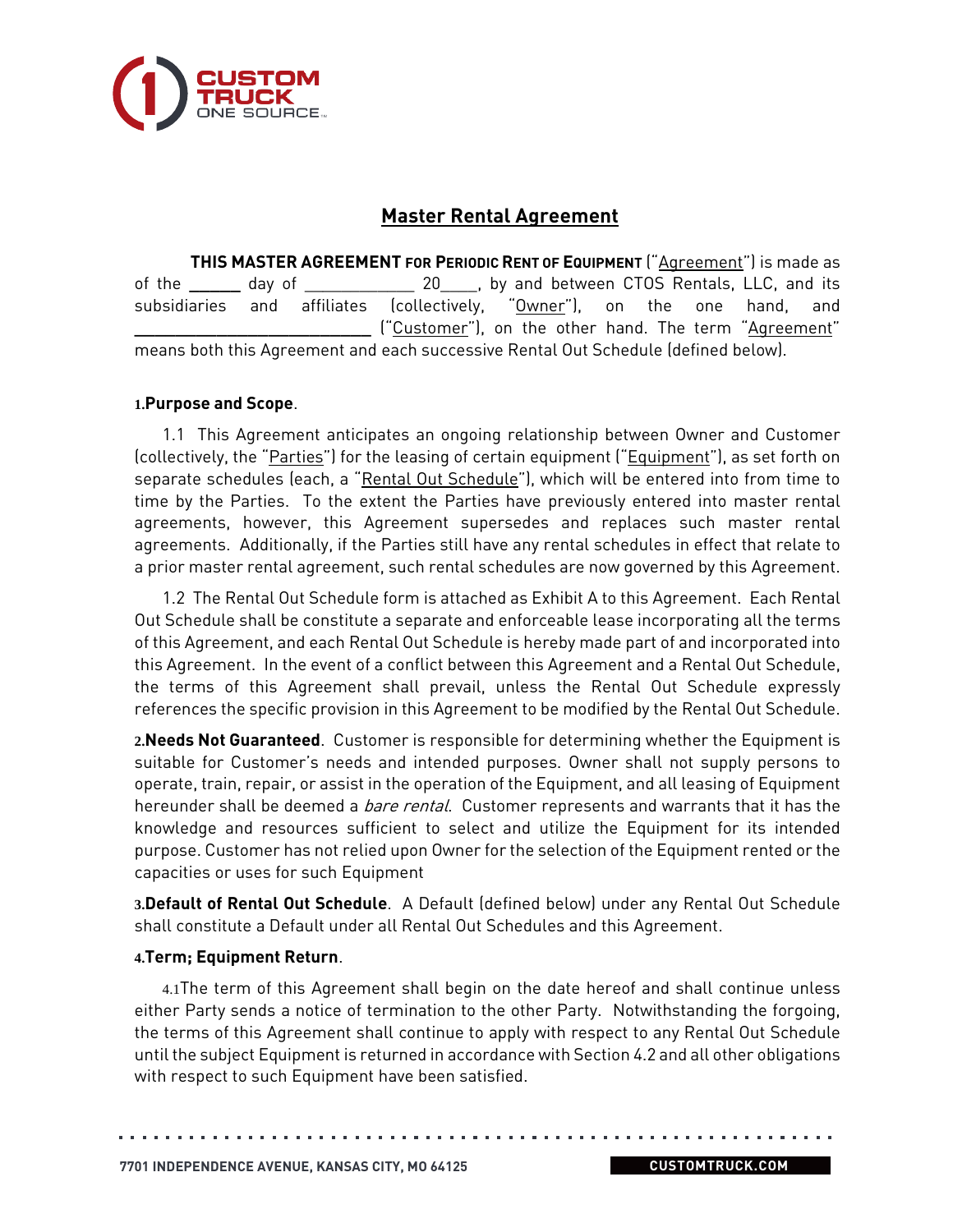# Master Rental Agreement

**THIS MASTER AGREEMENT FOR PERIODIC RENT OF EQUIPMENT** ("Agreement") is made as of the ______ day of ____________ 20____, by and between CTOS Rentals, LLC, and its subsidiaries and affiliates (collectively, "Owner"), on the one hand, and ___________________________ ("Customer"), on the other hand. The term "Agreement" means both this Agreement and each successive Rental Out Schedule (defined below).

**1. Purpose and Scope**.

1.1 This Agreement anticipates an ongoing relationship between Owner and Customer (collectively, the "Parties") for the leasing of certain equipment ("Equipment"), as set forth on separate schedules (each, a "Rental Out Schedule"), which will be entered into from time to time by the Parties. To the extent the Parties have previously entered into master rental agreements, however, this Agreement supersedes and replaces such master rental agreements. Additionally, if the Parties still have any rental schedules in effect that relate to a prior master rental agreement, such rental schedules are now governed by this Agreement.

1.2 The Rental Out Schedule form is attached as Exhibit A to this Agreement. Each Rental Out Schedule shall be constitute a separate and enforceable lease incorporating all the terms of this Agreement, and each Rental Out Schedule is hereby made part of and incorporated into this Agreement. In the event of a conflict between this Agreement and a Rental Out Schedule, the terms of this Agreement shall prevail, unless the Rental Out Schedule expressly references the specific provision in this Agreement to be modified by the Rental Out Schedule.

**2. Needs Not Guaranteed**. Customer is responsible for determining whether the Equipment is suitable for Customer's needs and intended purposes. Owner shall not supply persons to operate, train, repair, or assist in the operation of the Equipment, and all leasing of Equipment hereunder shall be deemed a *bare rental*. Customer represents and warrants that it has the knowledge and resources sufficient to select and utilize the Equipment for its intended purpose. Customer has not relied upon Owner for the selection of the Equipment rented or the capacities or uses for such Equipment

**3. Default of Rental Out Schedule**. A Default (defined below) under any Rental Out Schedule shall constitute a Default under all Rental Out Schedules and this Agreement.

**4. Term; Equipment Return**.

4.1 The term of this Agreement shall begin on the date hereof and shall continue unless either Party sends a notice of termination to the other Party. Notwithstanding the forgoing, the terms of this Agreement shall continue to apply with respect to any Rental Out Schedule until the subject Equipment is returned in accordance with Section 4.2 and all other obligations with respect to such Equipment have been satisfied.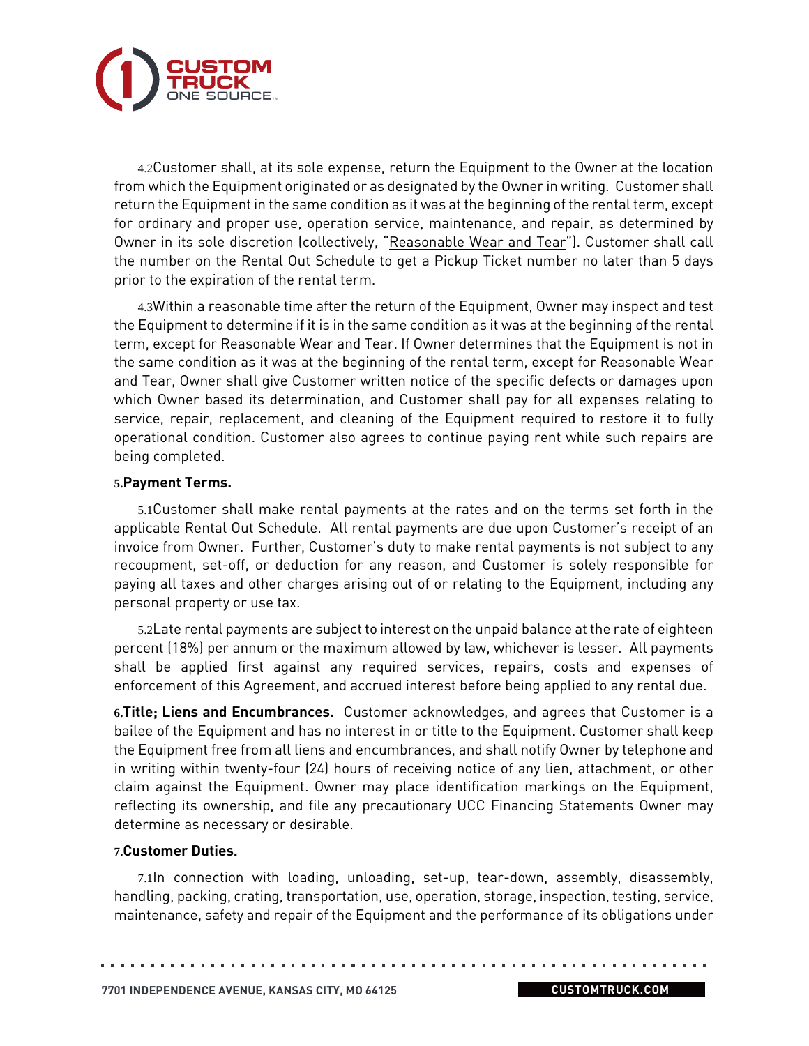4.2Customer shall, at its sole expense, return the Equipment to the Owner at the location from which the Equipment originated or as designated by the Owner in writing. Customer shall return the Equipment in the same condition as it was at the beginning of the rental term, except for ordinary and proper use, operation service, maintenance, and repair, as determined by Owner in its sole discretion (collectively, "Reasonable Wear and Tear"). Customer shall call the number on the Rental Out Schedule to get a Pickup Ticket number no later than 5 days prior to the expiration of the rental term.

4.3Within a reasonable time after the return of the Equipment, Owner may inspect and test the Equipment to determine if it is in the same condition as it was at the beginning of the rental term, except for Reasonable Wear and Tear. If Owner determines that the Equipment is not in the same condition as it was at the beginning of the rental term, except for Reasonable Wear and Tear, Owner shall give Customer written notice of the specific defects or damages upon which Owner based its determination, and Customer shall pay for all expenses relating to service, repair, replacement, and cleaning of the Equipment required to restore it to fully operational condition. Customer also agrees to continue paying rent while such repairs are being completed.

**5.Payment Terms.**

5.1Customer shall make rental payments at the rates and on the terms set forth in the applicable Rental Out Schedule. All rental payments are due upon Customer's receipt of an invoice from Owner. Further, Customer's duty to make rental payments is not subject to any recoupment, set-off, or deduction for any reason, and Customer is solely responsible for paying all taxes and other charges arising out of or relating to the Equipment, including any personal property or use tax.

5.2Late rental payments are subject to interest on the unpaid balance at the rate of eighteen percent (18%) per annum or the maximum allowed by law, whichever is lesser. All payments shall be applied first against any required services, repairs, costs and expenses of enforcement of this Agreement, and accrued interest before being applied to any rental due.

**6.Title; Liens and Encumbrances.** Customer acknowledges, and agrees that Customer is a bailee of the Equipment and has no interest in or title to the Equipment. Customer shall keep the Equipment free from all liens and encumbrances, and shall notify Owner by telephone and in writing within twenty-four (24) hours of receiving notice of any lien, attachment, or other claim against the Equipment. Owner may place identification markings on the Equipment, reflecting its ownership, and file any precautionary UCC Financing Statements Owner may determine as necessary or desirable.

**7.Customer Duties.**

7.1In connection with loading, unloading, set-up, tear-down, assembly, disassembly, handling, packing, crating, transportation, use, operation, storage, inspection, testing, service, maintenance, safety and repair of the Equipment and the performance of its obligations under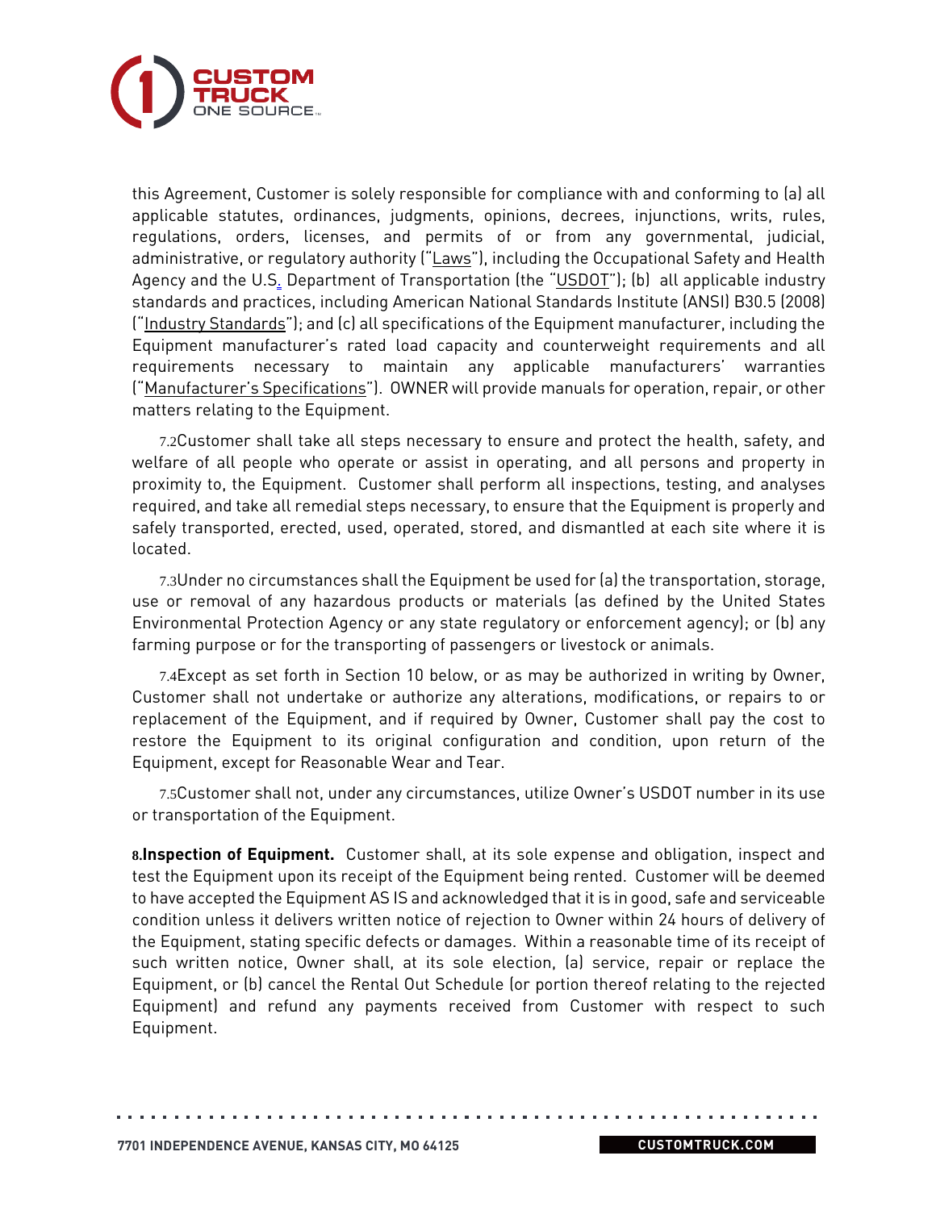this Agreement, Customer is solely responsible for compliance with and conforming to (a) all applicable statutes, ordinances, judgments, opinions, decrees, injunctions, writs, rules, regulations, orders, licenses, and permits of or from any governmental, judicial, administrative, or regulatory authority ("Laws"), including the Occupational Safety and Health Agency and the U.S. Department of Transportation (the "USDOT"); (b) all applicable industry standards and practices, including American National Standards Institute (ANSI) B30.5 (2008) ("Industry Standards"); and (c) all specifications of the Equipment manufacturer, including the Equipment manufacturer's rated load capacity and counterweight requirements and all requirements necessary to maintain any applicable manufacturers' warranties ("Manufacturer's Specifications"). OWNER will provide manuals for operation, repair, or other matters relating to the Equipment.

7.2 Customer shall take all steps necessary to ensure and protect the health, safety, and welfare of all people who operate or assist in operating, and all persons and property in proximity to, the Equipment. Customer shall perform all inspections, testing, and analyses required, and take all remedial steps necessary, to ensure that the Equipment is properly and safely transported, erected, used, operated, stored, and dismantled at each site where it is located.

7.3 Under no circumstances shall the Equipment be used for (a) the transportation, storage, use or removal of any hazardous products or materials (as defined by the United States Environmental Protection Agency or any state regulatory or enforcement agency); or (b) any farming purpose or for the transporting of passengers or livestock or animals.

7.4 Except as set forth in Section 10 below, or as may be authorized in writing by Owner, Customer shall not undertake or authorize any alterations, modifications, or repairs to or replacement of the Equipment, and if required by Owner, Customer shall pay the cost to restore the Equipment to its original configuration and condition, upon return of the Equipment, except for Reasonable Wear and Tear.

7.5 Customer shall not, under any circumstances, utilize Owner's USDOT number in its use or transportation of the Equipment.

**8. Inspection of Equipment.** Customer shall, at its sole expense and obligation, inspect and test the Equipment upon its receipt of the Equipment being rented. Customer will be deemed to have accepted the Equipment AS IS and acknowledged that it is in good, safe and serviceable condition unless it delivers written notice of rejection to Owner within 24 hours of delivery of the Equipment, stating specific defects or damages. Within a reasonable time of its receipt of such written notice, Owner shall, at its sole election, (a) service, repair or replace the Equipment, or (b) cancel the Rental Out Schedule (or portion thereof relating to the rejected Equipment) and refund any payments received from Customer with respect to such Equipment.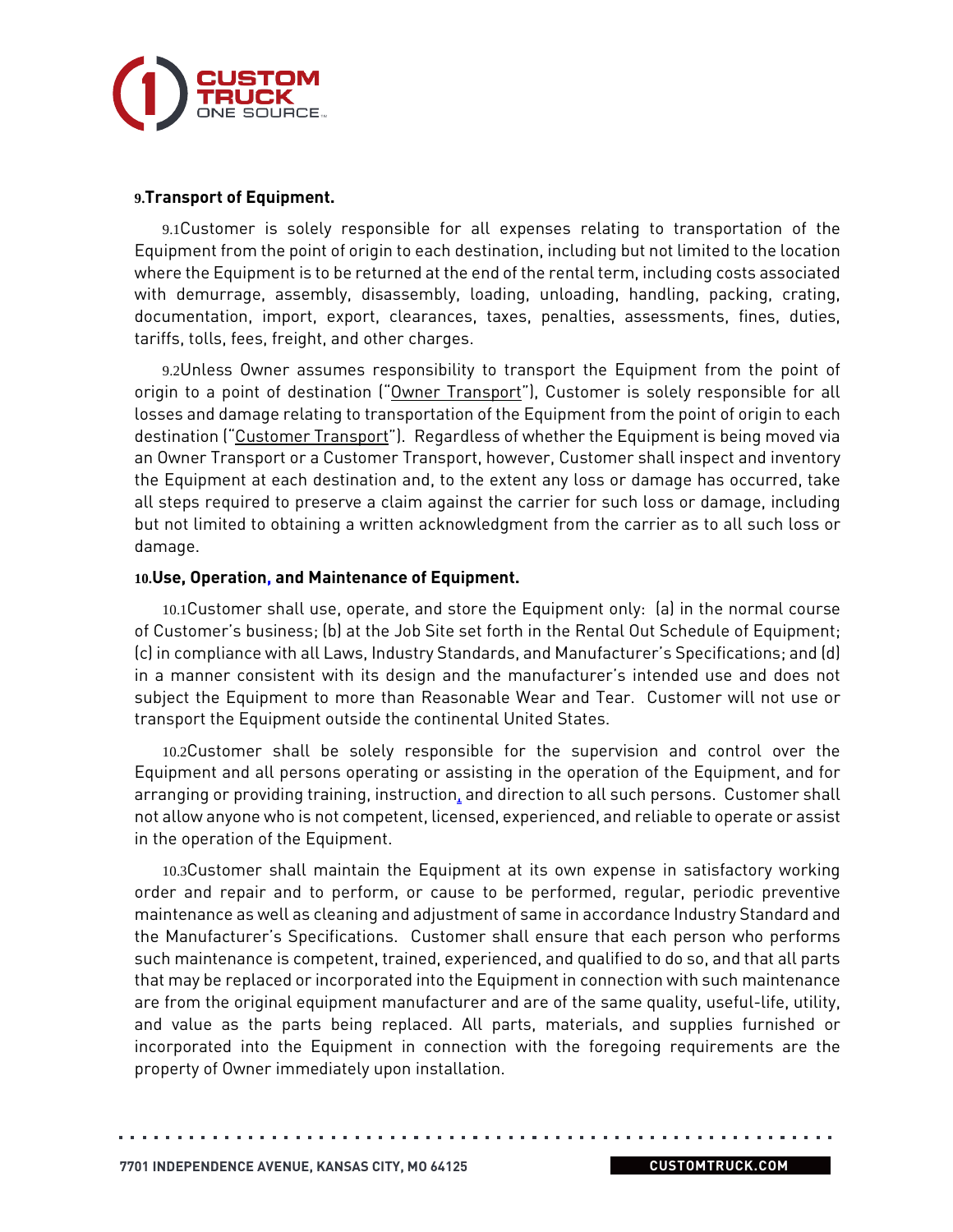**9.Transport of Equipment.**

9.1Customer is solely responsible for all expenses relating to transportation of the Equipment from the point of origin to each destination, including but not limited to the location where the Equipment is to be returned at the end of the rental term, including costs associated with demurrage, assembly, disassembly, loading, unloading, handling, packing, crating, documentation, import, export, clearances, taxes, penalties, assessments, fines, duties, tariffs, tolls, fees, freight, and other charges.

9.2Unless Owner assumes responsibility to transport the Equipment from the point of origin to a point of destination ("Owner Transport"), Customer is solely responsible for all losses and damage relating to transportation of the Equipment from the point of origin to each destination ("Customer Transport"). Regardless of whether the Equipment is being moved via an Owner Transport or a Customer Transport, however, Customer shall inspect and inventory the Equipment at each destination and, to the extent any loss or damage has occurred, take all steps required to preserve a claim against the carrier for such loss or damage, including but not limited to obtaining a written acknowledgment from the carrier as to all such loss or damage.

**10.Use, Operation, and Maintenance of Equipment.**

10.1Customer shall use, operate, and store the Equipment only: (a) in the normal course of Customer's business; (b) at the Job Site set forth in the Rental Out Schedule of Equipment; (c) in compliance with all Laws, Industry Standards, and Manufacturer's Specifications; and (d) in a manner consistent with its design and the manufacturer's intended use and does not subject the Equipment to more than Reasonable Wear and Tear. Customer will not use or transport the Equipment outside the continental United States.

10.2Customer shall be solely responsible for the supervision and control over the Equipment and all persons operating or assisting in the operation of the Equipment, and for arranging or providing training, instruction, and direction to all such persons. Customer shall not allow anyone who is not competent, licensed, experienced, and reliable to operate or assist in the operation of the Equipment.

10.3Customer shall maintain the Equipment at its own expense in satisfactory working order and repair and to perform, or cause to be performed, regular, periodic preventive maintenance as well as cleaning and adjustment of same in accordance Industry Standard and the Manufacturer's Specifications. Customer shall ensure that each person who performs such maintenance is competent, trained, experienced, and qualified to do so, and that all parts that may be replaced or incorporated into the Equipment in connection with such maintenance are from the original equipment manufacturer and are of the same quality, useful-life, utility, and value as the parts being replaced. All parts, materials, and supplies furnished or incorporated into the Equipment in connection with the foregoing requirements are the property of Owner immediately upon installation.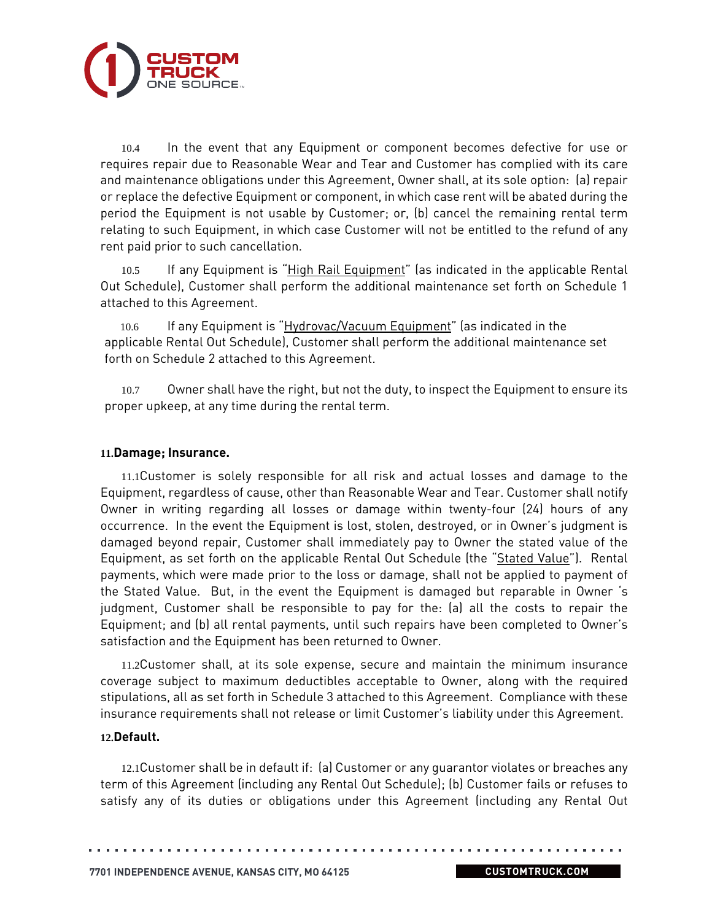10.4 In the event that any Equipment or component becomes defective for use or requires repair due to Reasonable Wear and Tear and Customer has complied with its care and maintenance obligations under this Agreement, Owner shall, at its sole option: (a) repair or replace the defective Equipment or component, in which case rent will be abated during the period the Equipment is not usable by Customer; or, (b) cancel the remaining rental term relating to such Equipment, in which case Customer will not be entitled to the refund of any rent paid prior to such cancellation.

10.5 If any Equipment is "High Rail Equipment" (as indicated in the applicable Rental Out Schedule), Customer shall perform the additional maintenance set forth on Schedule 1 attached to this Agreement.

10.6 If any Equipment is "Hydrovac/Vacuum Equipment" (as indicated in the applicable Rental Out Schedule), Customer shall perform the additional maintenance set forth on Schedule 2 attached to this Agreement.

10.7 Owner shall have the right, but not the duty, to inspect the Equipment to ensure its proper upkeep, at any time during the rental term.

**11. Damage; Insurance.**

11.1 Customer is solely responsible for all risk and actual losses and damage to the Equipment, regardless of cause, other than Reasonable Wear and Tear. Customer shall notify Owner in writing regarding all losses or damage within twenty-four (24) hours of any occurrence. In the event the Equipment is lost, stolen, destroyed, or in Owner's judgment is damaged beyond repair, Customer shall immediately pay to Owner the stated value of the Equipment, as set forth on the applicable Rental Out Schedule (the "Stated Value"). Rental payments, which were made prior to the loss or damage, shall not be applied to payment of the Stated Value. But, in the event the Equipment is damaged but reparable in Owner 's judgment, Customer shall be responsible to pay for the: (a) all the costs to repair the Equipment; and (b) all rental payments, until such repairs have been completed to Owner's satisfaction and the Equipment has been returned to Owner.

11.2 Customer shall, at its sole expense, secure and maintain the minimum insurance coverage subject to maximum deductibles acceptable to Owner, along with the required stipulations, all as set forth in Schedule 3 attached to this Agreement. Compliance with these insurance requirements shall not release or limit Customer's liability under this Agreement.

**12. Default.**

12.1 Customer shall be in default if: (a) Customer or any guarantor violates or breaches any term of this Agreement (including any Rental Out Schedule); (b) Customer fails or refuses to satisfy any of its duties or obligations under this Agreement (including any Rental Out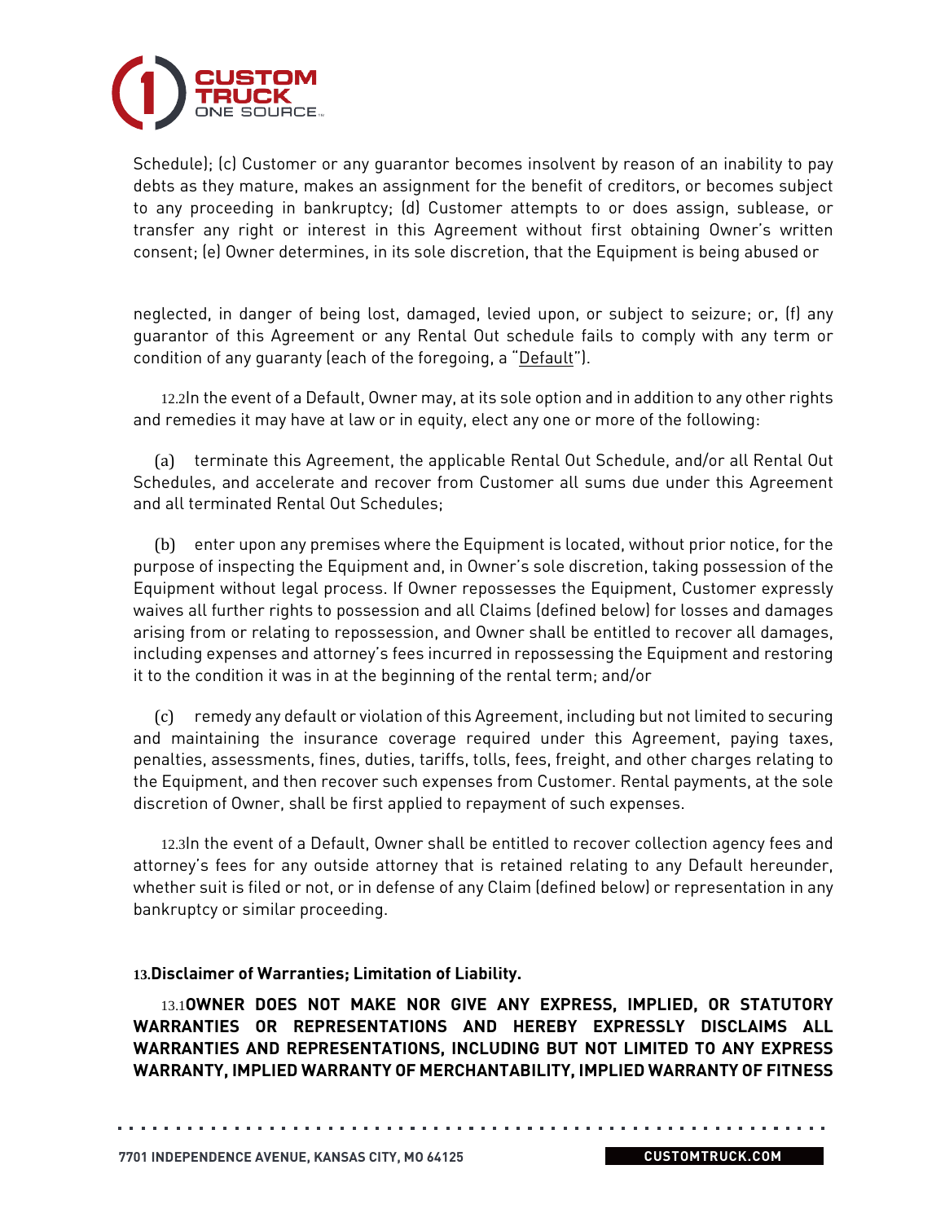Schedule); (c) Customer or any guarantor becomes insolvent by reason of an inability to pay debts as they mature, makes an assignment for the benefit of creditors, or becomes subject to any proceeding in bankruptcy; (d) Customer attempts to or does assign, sublease, or transfer any right or interest in this Agreement without first obtaining Owner's written consent; (e) Owner determines, in its sole discretion, that the Equipment is being abused or neglected, in danger of being lost, damaged, levied upon, or subject to seizure; or, (f) any guarantor of this Agreement or any Rental Out schedule fails to comply with any term or condition of any guaranty (each of the foregoing, a "Default").

12.2 In the event of a Default, Owner may, at its sole option and in addition to any other rights and remedies it may have at law or in equity, elect any one or more of the following:

(a) terminate this Agreement, the applicable Rental Out Schedule, and/or all Rental Out Schedules, and accelerate and recover from Customer all sums due under this Agreement and all terminated Rental Out Schedules;

(b) enter upon any premises where the Equipment is located, without prior notice, for the purpose of inspecting the Equipment and, in Owner's sole discretion, taking possession of the Equipment without legal process. If Owner repossesses the Equipment, Customer expressly waives all further rights to possession and all Claims (defined below) for losses and damages arising from or relating to repossession, and Owner shall be entitled to recover all damages, including expenses and attorney's fees incurred in repossessing the Equipment and restoring it to the condition it was in at the beginning of the rental term; and/or

(c) remedy any default or violation of this Agreement, including but not limited to securing and maintaining the insurance coverage required under this Agreement, paying taxes, penalties, assessments, fines, duties, tariffs, tolls, fees, freight, and other charges relating to the Equipment, and then recover such expenses from Customer. Rental payments, at the sole discretion of Owner, shall be first applied to repayment of such expenses.

12.3 In the event of a Default, Owner shall be entitled to recover collection agency fees and attorney's fees for any outside attorney that is retained relating to any Default hereunder, whether suit is filed or not, or in defense of any Claim (defined below) or representation in any bankruptcy or similar proceeding.

**13. Disclaimer of Warranties; Limitation of Liability.**

13.1 **OWNER DOES NOT MAKE NOR GIVE ANY EXPRESS, IMPLIED, OR STATUTORY WARRANTIES OR REPRESENTATIONS AND HEREBY EXPRESSLY DISCLAIMS ALL WARRANTIES AND REPRESENTATIONS, INCLUDING BUT NOT LIMITED TO ANY EXPRESS WARRANTY, IMPLIED WARRANTY OF MERCHANTABILITY, IMPLIED WARRANTY OF FITNESS**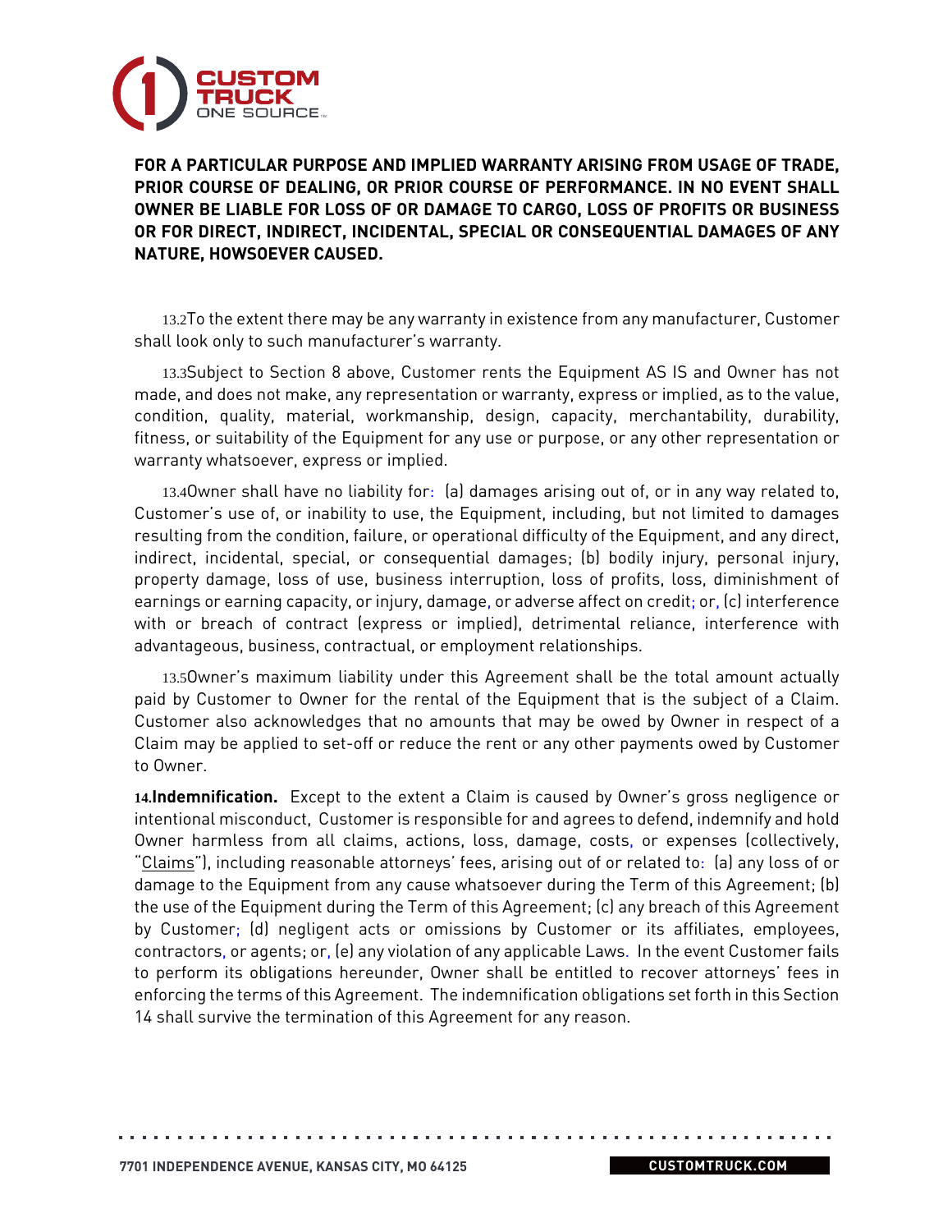**FOR A PARTICULAR PURPOSE AND IMPLIED WARRANTY ARISING FROM USAGE OF TRADE, PRIOR COURSE OF DEALING, OR PRIOR COURSE OF PERFORMANCE. IN NO EVENT SHALL OWNER BE LIABLE FOR LOSS OF OR DAMAGE TO CARGO, LOSS OF PROFITS OR BUSINESS OR FOR DIRECT, INDIRECT, INCIDENTAL, SPECIAL OR CONSEQUENTIAL DAMAGES OF ANY NATURE, HOWSOEVER CAUSED.**

13.2 To the extent there may be any warranty in existence from any manufacturer, Customer shall look only to such manufacturer's warranty.

13.3 Subject to Section 8 above, Customer rents the Equipment AS IS and Owner has not made, and does not make, any representation or warranty, express or implied, as to the value, condition, quality, material, workmanship, design, capacity, merchantability, durability, fitness, or suitability of the Equipment for any use or purpose, or any other representation or warranty whatsoever, express or implied.

13.4 Owner shall have no liability for: (a) damages arising out of, or in any way related to, Customer's use of, or inability to use, the Equipment, including, but not limited to damages resulting from the condition, failure, or operational difficulty of the Equipment, and any direct, indirect, incidental, special, or consequential damages; (b) bodily injury, personal injury, property damage, loss of use, business interruption, loss of profits, loss, diminishment of earnings or earning capacity, or injury, damage, or adverse affect on credit; or, (c) interference with or breach of contract (express or implied), detrimental reliance, interference with advantageous, business, contractual, or employment relationships.

13.5 Owner's maximum liability under this Agreement shall be the total amount actually paid by Customer to Owner for the rental of the Equipment that is the subject of a Claim. Customer also acknowledges that no amounts that may be owed by Owner in respect of a Claim may be applied to set-off or reduce the rent or any other payments owed by Customer to Owner.

**14. Indemnification.** Except to the extent a Claim is caused by Owner's gross negligence or intentional misconduct, Customer is responsible for and agrees to defend, indemnify and hold Owner harmless from all claims, actions, loss, damage, costs, or expenses (collectively, "Claims"), including reasonable attorneys' fees, arising out of or related to: (a) any loss of or damage to the Equipment from any cause whatsoever during the Term of this Agreement; (b) the use of the Equipment during the Term of this Agreement; (c) any breach of this Agreement by Customer; (d) negligent acts or omissions by Customer or its affiliates, employees, contractors, or agents; or, (e) any violation of any applicable Laws. In the event Customer fails to perform its obligations hereunder, Owner shall be entitled to recover attorneys' fees in enforcing the terms of this Agreement. The indemnification obligations set forth in this Section 14 shall survive the termination of this Agreement for any reason.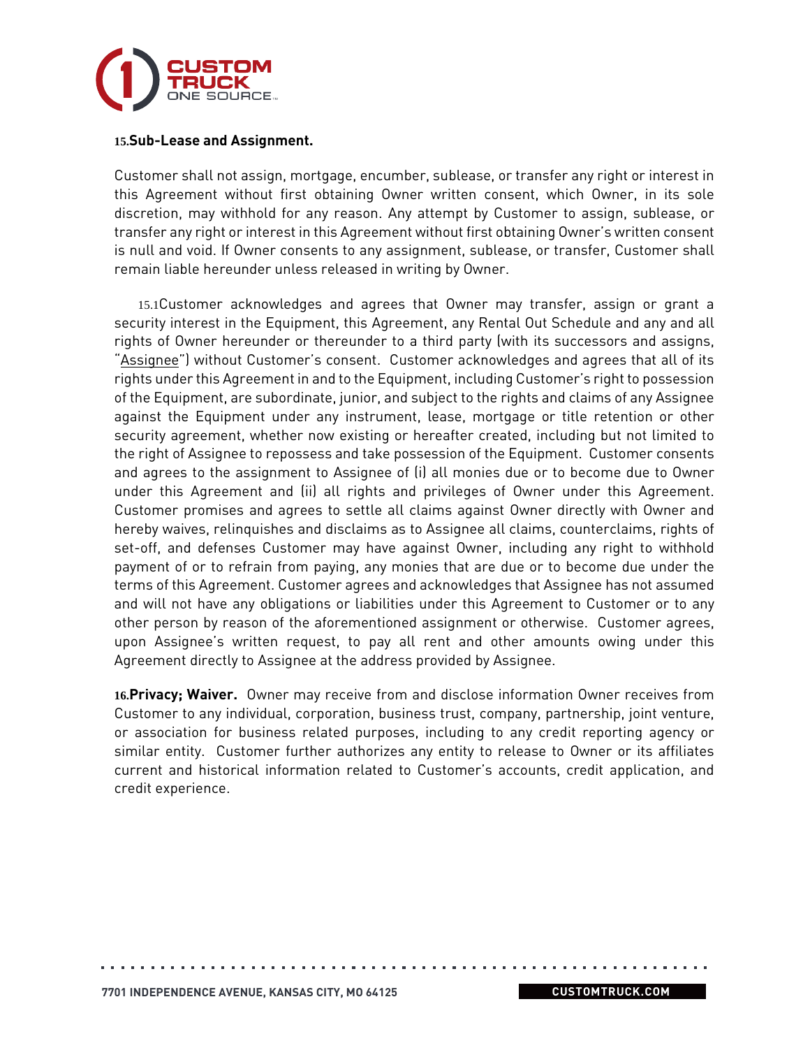**15.Sub-Lease and Assignment.**

Customer shall not assign, mortgage, encumber, sublease, or transfer any right or interest in this Agreement without first obtaining Owner written consent, which Owner, in its sole discretion, may withhold for any reason. Any attempt by Customer to assign, sublease, or transfer any right or interest in this Agreement without first obtaining Owner's written consent is null and void. If Owner consents to any assignment, sublease, or transfer, Customer shall remain liable hereunder unless released in writing by Owner.

15.1Customer acknowledges and agrees that Owner may transfer, assign or grant a security interest in the Equipment, this Agreement, any Rental Out Schedule and any and all rights of Owner hereunder or thereunder to a third party (with its successors and assigns, "Assignee") without Customer's consent. Customer acknowledges and agrees that all of its rights under this Agreement in and to the Equipment, including Customer's right to possession of the Equipment, are subordinate, junior, and subject to the rights and claims of any Assignee against the Equipment under any instrument, lease, mortgage or title retention or other security agreement, whether now existing or hereafter created, including but not limited to the right of Assignee to repossess and take possession of the Equipment. Customer consents and agrees to the assignment to Assignee of (i) all monies due or to become due to Owner under this Agreement and (ii) all rights and privileges of Owner under this Agreement. Customer promises and agrees to settle all claims against Owner directly with Owner and hereby waives, relinquishes and disclaims as to Assignee all claims, counterclaims, rights of set-off, and defenses Customer may have against Owner, including any right to withhold payment of or to refrain from paying, any monies that are due or to become due under the terms of this Agreement. Customer agrees and acknowledges that Assignee has not assumed and will not have any obligations or liabilities under this Agreement to Customer or to any other person by reason of the aforementioned assignment or otherwise. Customer agrees, upon Assignee's written request, to pay all rent and other amounts owing under this Agreement directly to Assignee at the address provided by Assignee.

**16.Privacy; Waiver.** Owner may receive from and disclose information Owner receives from Customer to any individual, corporation, business trust, company, partnership, joint venture, or association for business related purposes, including to any credit reporting agency or similar entity. Customer further authorizes any entity to release to Owner or its affiliates current and historical information related to Customer's accounts, credit application, and credit experience.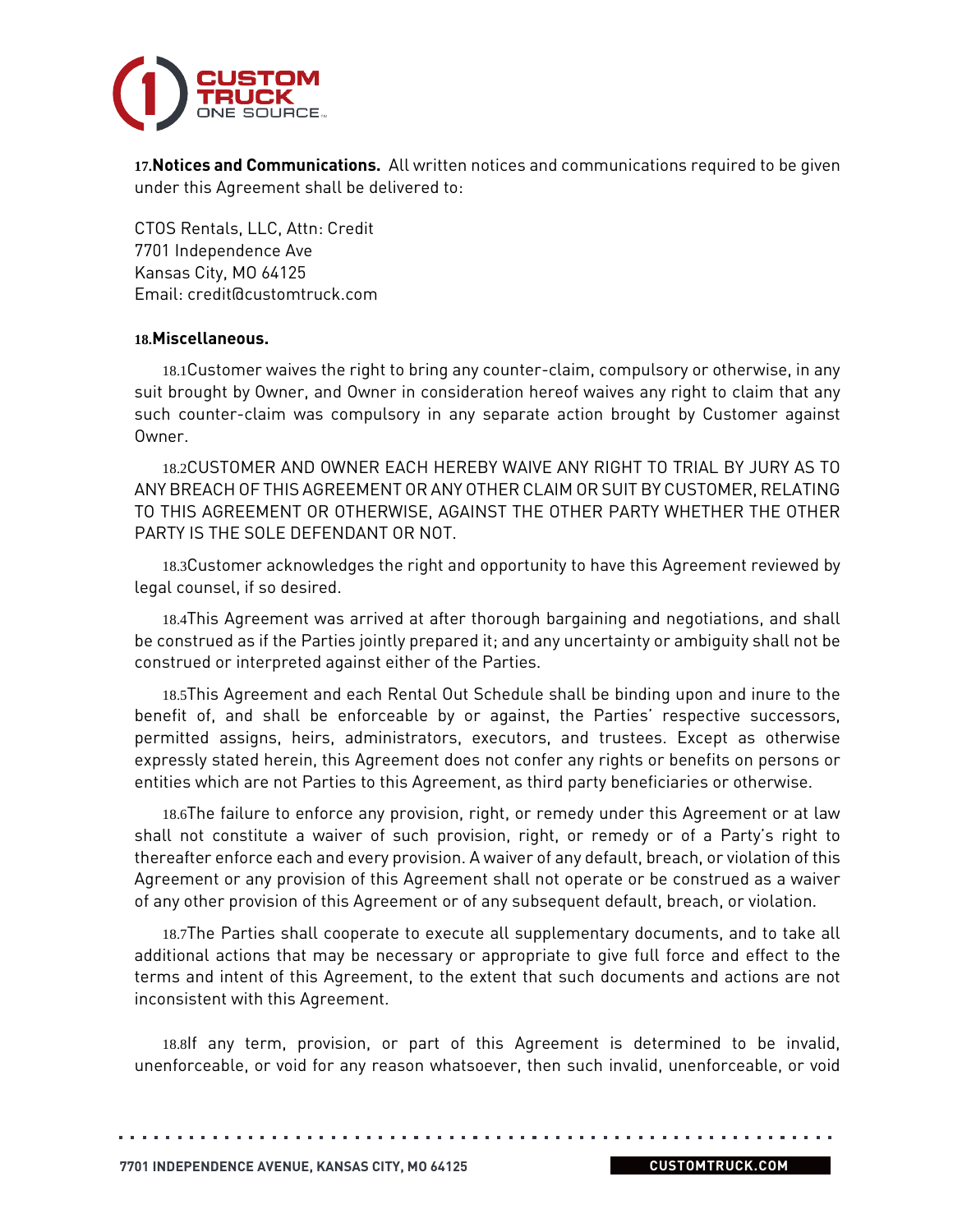**17.Notices and Communications.** All written notices and communications required to be given under this Agreement shall be delivered to:

CTOS Rentals, LLC, Attn: Credit
7701 Independence Ave
Kansas City, MO 64125
Email: credit@customtruck.com

**18.Miscellaneous.**

18.1Customer waives the right to bring any counter-claim, compulsory or otherwise, in any suit brought by Owner, and Owner in consideration hereof waives any right to claim that any such counter-claim was compulsory in any separate action brought by Customer against Owner.

18.2CUSTOMER AND OWNER EACH HEREBY WAIVE ANY RIGHT TO TRIAL BY JURY AS TO ANY BREACH OF THIS AGREEMENT OR ANY OTHER CLAIM OR SUIT BY CUSTOMER, RELATING TO THIS AGREEMENT OR OTHERWISE, AGAINST THE OTHER PARTY WHETHER THE OTHER PARTY IS THE SOLE DEFENDANT OR NOT.

18.3Customer acknowledges the right and opportunity to have this Agreement reviewed by legal counsel, if so desired.

18.4This Agreement was arrived at after thorough bargaining and negotiations, and shall be construed as if the Parties jointly prepared it; and any uncertainty or ambiguity shall not be construed or interpreted against either of the Parties.

18.5This Agreement and each Rental Out Schedule shall be binding upon and inure to the benefit of, and shall be enforceable by or against, the Parties' respective successors, permitted assigns, heirs, administrators, executors, and trustees. Except as otherwise expressly stated herein, this Agreement does not confer any rights or benefits on persons or entities which are not Parties to this Agreement, as third party beneficiaries or otherwise.

18.6The failure to enforce any provision, right, or remedy under this Agreement or at law shall not constitute a waiver of such provision, right, or remedy or of a Party's right to thereafter enforce each and every provision. A waiver of any default, breach, or violation of this Agreement or any provision of this Agreement shall not operate or be construed as a waiver of any other provision of this Agreement or of any subsequent default, breach, or violation.

18.7The Parties shall cooperate to execute all supplementary documents, and to take all additional actions that may be necessary or appropriate to give full force and effect to the terms and intent of this Agreement, to the extent that such documents and actions are not inconsistent with this Agreement.

18.8If any term, provision, or part of this Agreement is determined to be invalid, unenforceable, or void for any reason whatsoever, then such invalid, unenforceable, or void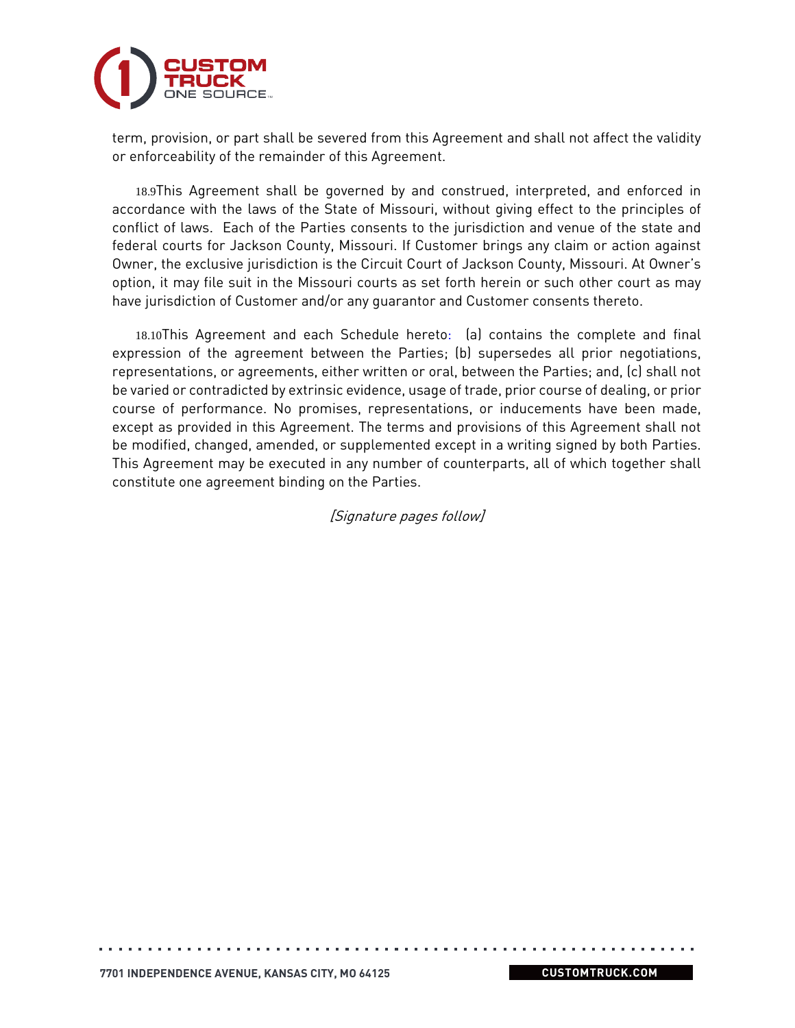term, provision, or part shall be severed from this Agreement and shall not affect the validity or enforceability of the remainder of this Agreement.

18.9 This Agreement shall be governed by and construed, interpreted, and enforced in accordance with the laws of the State of Missouri, without giving effect to the principles of conflict of laws. Each of the Parties consents to the jurisdiction and venue of the state and federal courts for Jackson County, Missouri. If Customer brings any claim or action against Owner, the exclusive jurisdiction is the Circuit Court of Jackson County, Missouri. At Owner's option, it may file suit in the Missouri courts as set forth herein or such other court as may have jurisdiction of Customer and/or any guarantor and Customer consents thereto.

18.10 This Agreement and each Schedule hereto: (a) contains the complete and final expression of the agreement between the Parties; (b) supersedes all prior negotiations, representations, or agreements, either written or oral, between the Parties; and, (c) shall not be varied or contradicted by extrinsic evidence, usage of trade, prior course of dealing, or prior course of performance. No promises, representations, or inducements have been made, except as provided in this Agreement. The terms and provisions of this Agreement shall not be modified, changed, amended, or supplemented except in a writing signed by both Parties. This Agreement may be executed in any number of counterparts, all of which together shall constitute one agreement binding on the Parties.

*[Signature pages follow]*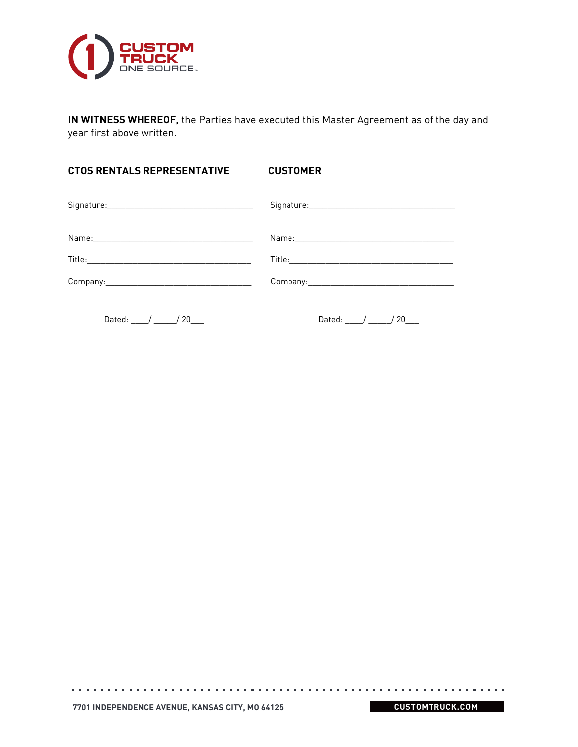**IN WITNESS WHEREOF,** the Parties have executed this Master Agreement as of the day and year first above written.

| **CTOS RENTALS REPRESENTATIVE** | **CUSTOMER** |
| --- | --- |
| Signature:_______________________________ | Signature:_______________________________ |
| Name:__________________________________ | Name:__________________________________ |
| Title:___________________________________ | Title:___________________________________ |
| Company:________________________________ | Company:________________________________ |
| Dated: ____/ _____/ 20___ | Dated: ____/ _____/ 20___ |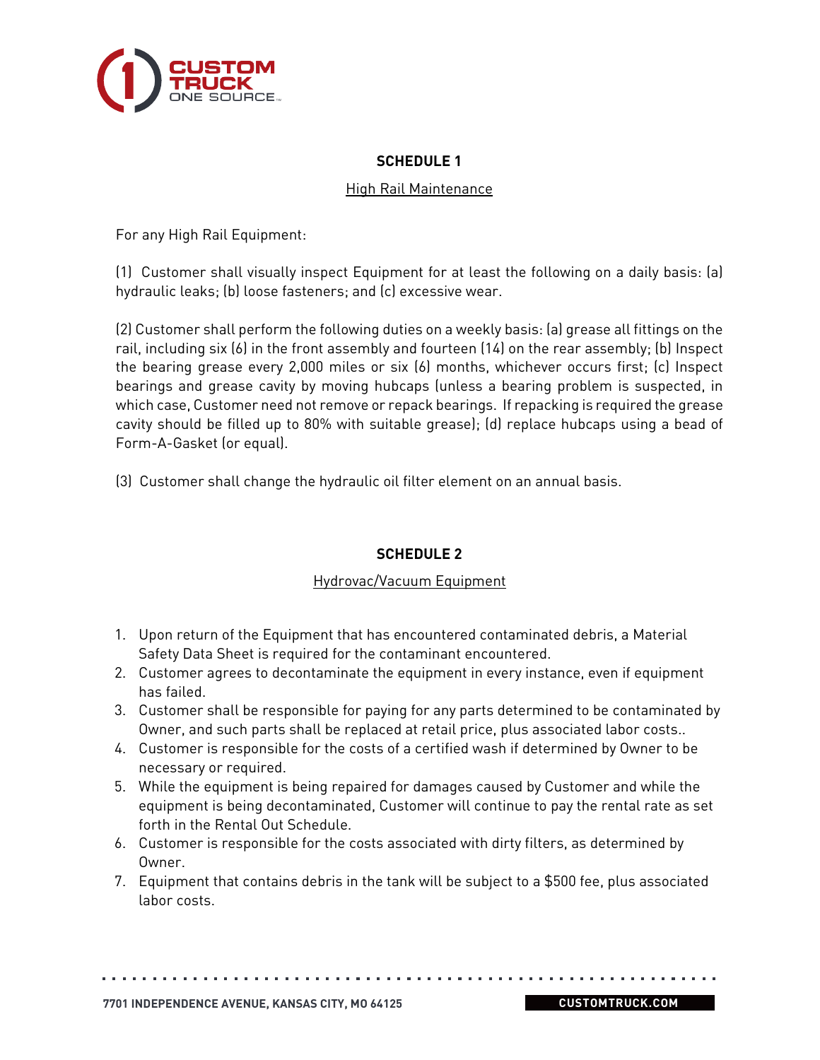## SCHEDULE 1

High Rail Maintenance

For any High Rail Equipment:

(1) Customer shall visually inspect Equipment for at least the following on a daily basis: (a) hydraulic leaks; (b) loose fasteners; and (c) excessive wear.

(2) Customer shall perform the following duties on a weekly basis: (a) grease all fittings on the rail, including six (6) in the front assembly and fourteen (14) on the rear assembly; (b) Inspect the bearing grease every 2,000 miles or six (6) months, whichever occurs first; (c) Inspect bearings and grease cavity by moving hubcaps (unless a bearing problem is suspected, in which case, Customer need not remove or repack bearings. If repacking is required the grease cavity should be filled up to 80% with suitable grease); (d) replace hubcaps using a bead of Form-A-Gasket (or equal).

(3) Customer shall change the hydraulic oil filter element on an annual basis.

## SCHEDULE 2

Hydrovac/Vacuum Equipment

1. Upon return of the Equipment that has encountered contaminated debris, a Material Safety Data Sheet is required for the contaminant encountered.
2. Customer agrees to decontaminate the equipment in every instance, even if equipment has failed.
3. Customer shall be responsible for paying for any parts determined to be contaminated by Owner, and such parts shall be replaced at retail price, plus associated labor costs..
4. Customer is responsible for the costs of a certified wash if determined by Owner to be necessary or required.
5. While the equipment is being repaired for damages caused by Customer and while the equipment is being decontaminated, Customer will continue to pay the rental rate as set forth in the Rental Out Schedule.
6. Customer is responsible for the costs associated with dirty filters, as determined by Owner.
7. Equipment that contains debris in the tank will be subject to a $500 fee, plus associated labor costs.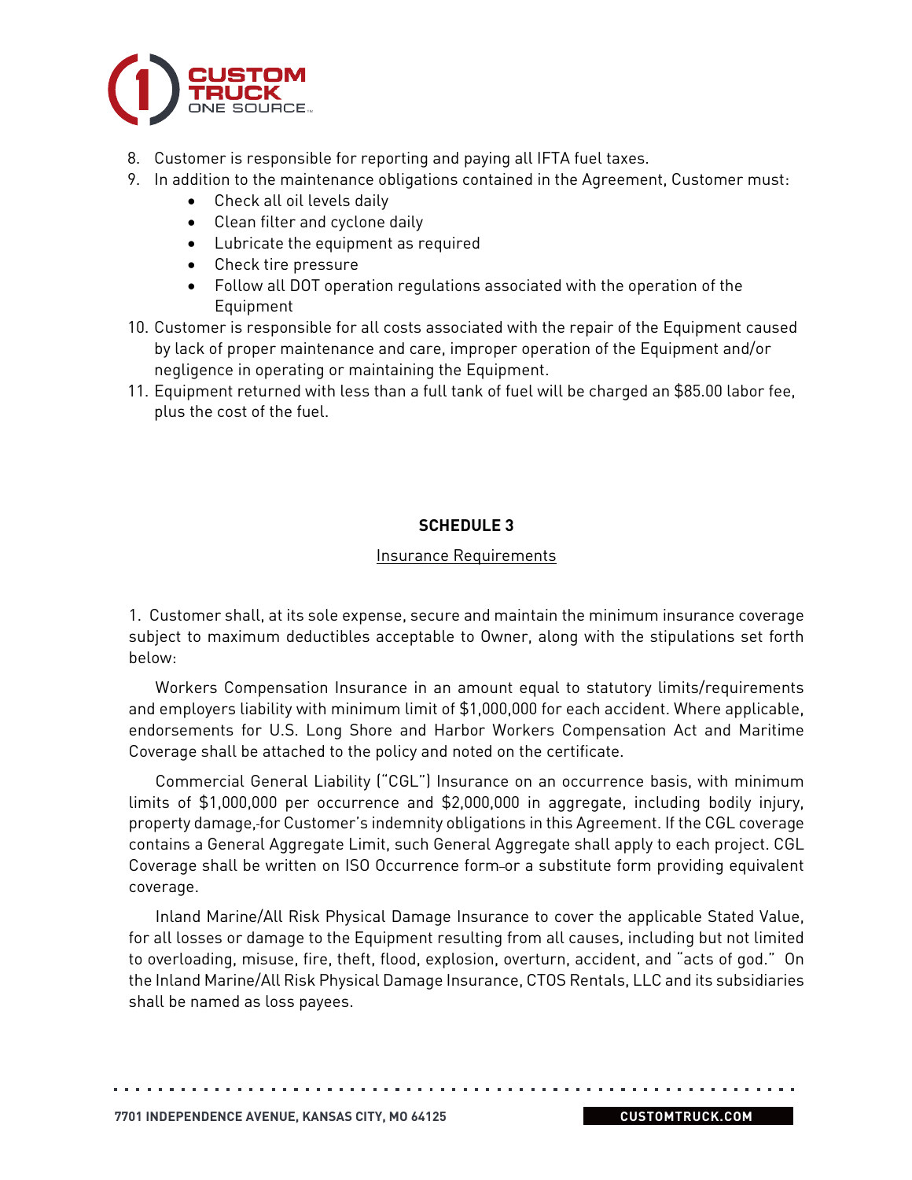8. Customer is responsible for reporting and paying all IFTA fuel taxes.
9. In addition to the maintenance obligations contained in the Agreement, Customer must:
   - Check all oil levels daily
   - Clean filter and cyclone daily
   - Lubricate the equipment as required
   - Check tire pressure
   - Follow all DOT operation regulations associated with the operation of the Equipment
10. Customer is responsible for all costs associated with the repair of the Equipment caused by lack of proper maintenance and care, improper operation of the Equipment and/or negligence in operating or maintaining the Equipment.
11. Equipment returned with less than a full tank of fuel will be charged an $85.00 labor fee, plus the cost of the fuel.

## SCHEDULE 3

Insurance Requirements

1. Customer shall, at its sole expense, secure and maintain the minimum insurance coverage subject to maximum deductibles acceptable to Owner, along with the stipulations set forth below:

Workers Compensation Insurance in an amount equal to statutory limits/requirements and employers liability with minimum limit of $1,000,000 for each accident. Where applicable, endorsements for U.S. Long Shore and Harbor Workers Compensation Act and Maritime Coverage shall be attached to the policy and noted on the certificate.

Commercial General Liability ("CGL") Insurance on an occurrence basis, with minimum limits of $1,000,000 per occurrence and $2,000,000 in aggregate, including bodily injury, property damage, for Customer's indemnity obligations in this Agreement. If the CGL coverage contains a General Aggregate Limit, such General Aggregate shall apply to each project. CGL Coverage shall be written on ISO Occurrence form or a substitute form providing equivalent coverage.

Inland Marine/All Risk Physical Damage Insurance to cover the applicable Stated Value, for all losses or damage to the Equipment resulting from all causes, including but not limited to overloading, misuse, fire, theft, flood, explosion, overturn, accident, and "acts of god." On the Inland Marine/All Risk Physical Damage Insurance, CTOS Rentals, LLC and its subsidiaries shall be named as loss payees.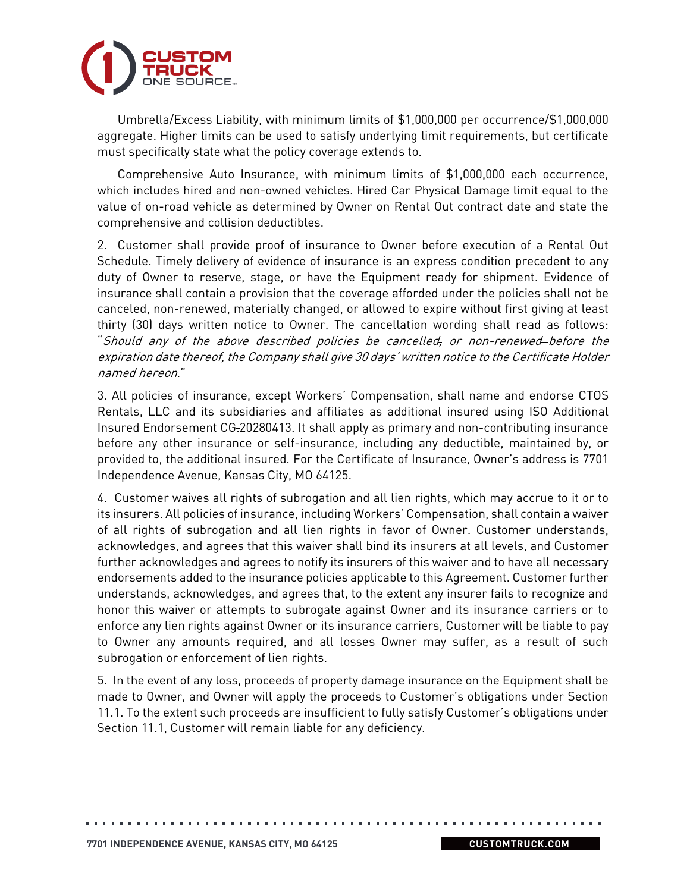Umbrella/Excess Liability, with minimum limits of $1,000,000 per occurrence/$1,000,000 aggregate. Higher limits can be used to satisfy underlying limit requirements, but certificate must specifically state what the policy coverage extends to.

Comprehensive Auto Insurance, with minimum limits of $1,000,000 each occurrence, which includes hired and non-owned vehicles. Hired Car Physical Damage limit equal to the value of on-road vehicle as determined by Owner on Rental Out contract date and state the comprehensive and collision deductibles.

2. Customer shall provide proof of insurance to Owner before execution of a Rental Out Schedule. Timely delivery of evidence of insurance is an express condition precedent to any duty of Owner to reserve, stage, or have the Equipment ready for shipment. Evidence of insurance shall contain a provision that the coverage afforded under the policies shall not be canceled, non-renewed, materially changed, or allowed to expire without first giving at least thirty (30) days written notice to Owner. The cancellation wording shall read as follows: "*Should any of the above described policies be cancelled, or non-renewed before the expiration date thereof, the Company shall give 30 days' written notice to the Certificate Holder named hereon*."

3. All policies of insurance, except Workers' Compensation, shall name and endorse CTOS Rentals, LLC and its subsidiaries and affiliates as additional insured using ISO Additional Insured Endorsement CG-20280413. It shall apply as primary and non-contributing insurance before any other insurance or self-insurance, including any deductible, maintained by, or provided to, the additional insured. For the Certificate of Insurance, Owner's address is 7701 Independence Avenue, Kansas City, MO 64125.

4. Customer waives all rights of subrogation and all lien rights, which may accrue to it or to its insurers. All policies of insurance, including Workers' Compensation, shall contain a waiver of all rights of subrogation and all lien rights in favor of Owner. Customer understands, acknowledges, and agrees that this waiver shall bind its insurers at all levels, and Customer further acknowledges and agrees to notify its insurers of this waiver and to have all necessary endorsements added to the insurance policies applicable to this Agreement. Customer further understands, acknowledges, and agrees that, to the extent any insurer fails to recognize and honor this waiver or attempts to subrogate against Owner and its insurance carriers or to enforce any lien rights against Owner or its insurance carriers, Customer will be liable to pay to Owner any amounts required, and all losses Owner may suffer, as a result of such subrogation or enforcement of lien rights.

5. In the event of any loss, proceeds of property damage insurance on the Equipment shall be made to Owner, and Owner will apply the proceeds to Customer's obligations under Section 11.1. To the extent such proceeds are insufficient to fully satisfy Customer's obligations under Section 11.1, Customer will remain liable for any deficiency.